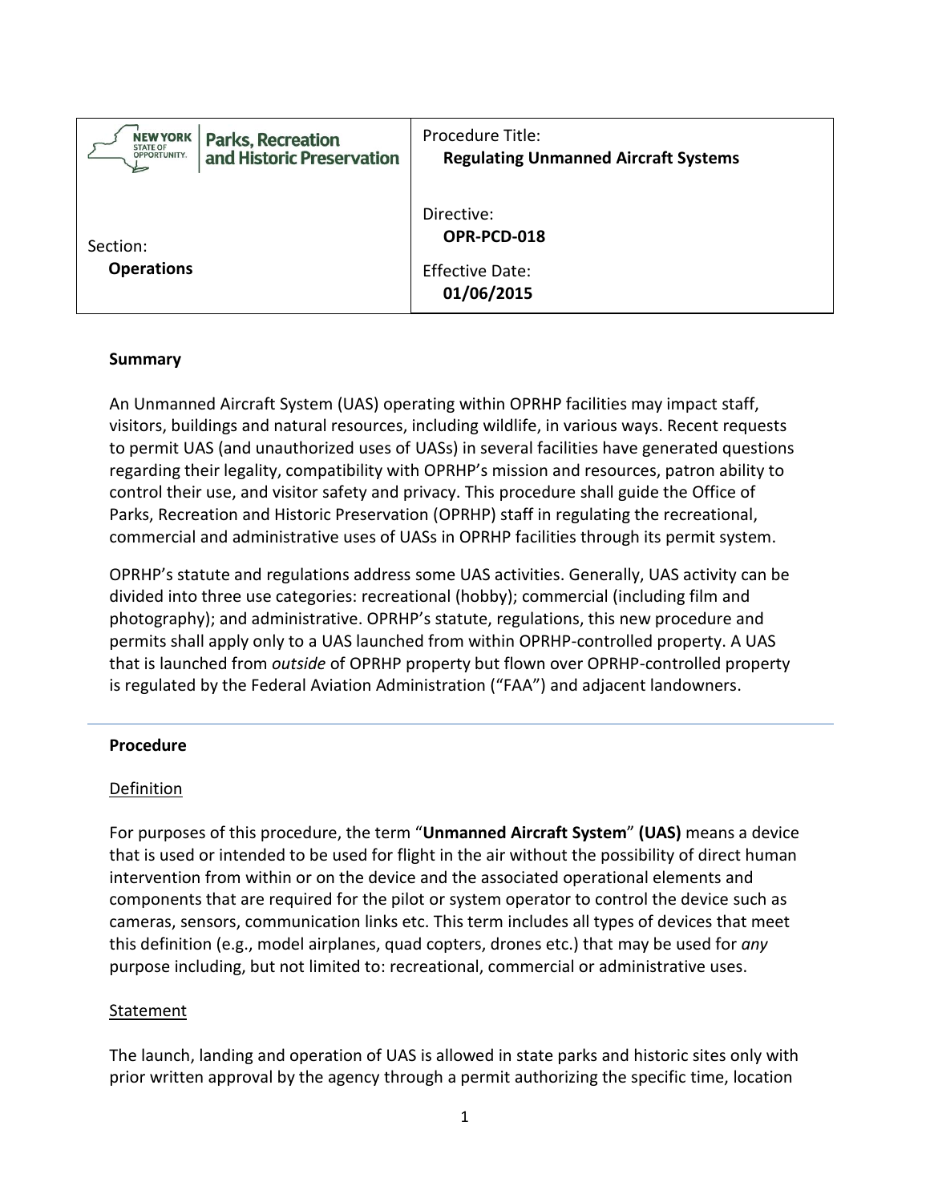| NEW YORK STATE OF OPPORTUNITY. Parks, Recreation and Historic Preservation | Procedure Title: **Regulating Unmanned Aircraft Systems** |
| --- | --- |
| Section: **Operations** | Directive: **OPR-PCD-018**<br>Effective Date: **01/06/2015** |

**Summary**

An Unmanned Aircraft System (UAS) operating within OPRHP facilities may impact staff, visitors, buildings and natural resources, including wildlife, in various ways. Recent requests to permit UAS (and unauthorized uses of UASs) in several facilities have generated questions regarding their legality, compatibility with OPRHP's mission and resources, patron ability to control their use, and visitor safety and privacy. This procedure shall guide the Office of Parks, Recreation and Historic Preservation (OPRHP) staff in regulating the recreational, commercial and administrative uses of UASs in OPRHP facilities through its permit system.

OPRHP's statute and regulations address some UAS activities. Generally, UAS activity can be divided into three use categories: recreational (hobby); commercial (including film and photography); and administrative. OPRHP's statute, regulations, this new procedure and permits shall apply only to a UAS launched from within OPRHP-controlled property. A UAS that is launched from *outside* of OPRHP property but flown over OPRHP-controlled property is regulated by the Federal Aviation Administration ("FAA") and adjacent landowners.

---

**Procedure**

Definition

For purposes of this procedure, the term "**Unmanned Aircraft System**" **(UAS)** means a device that is used or intended to be used for flight in the air without the possibility of direct human intervention from within or on the device and the associated operational elements and components that are required for the pilot or system operator to control the device such as cameras, sensors, communication links etc. This term includes all types of devices that meet this definition (e.g., model airplanes, quad copters, drones etc.) that may be used for *any* purpose including, but not limited to: recreational, commercial or administrative uses.

Statement

The launch, landing and operation of UAS is allowed in state parks and historic sites only with prior written approval by the agency through a permit authorizing the specific time, location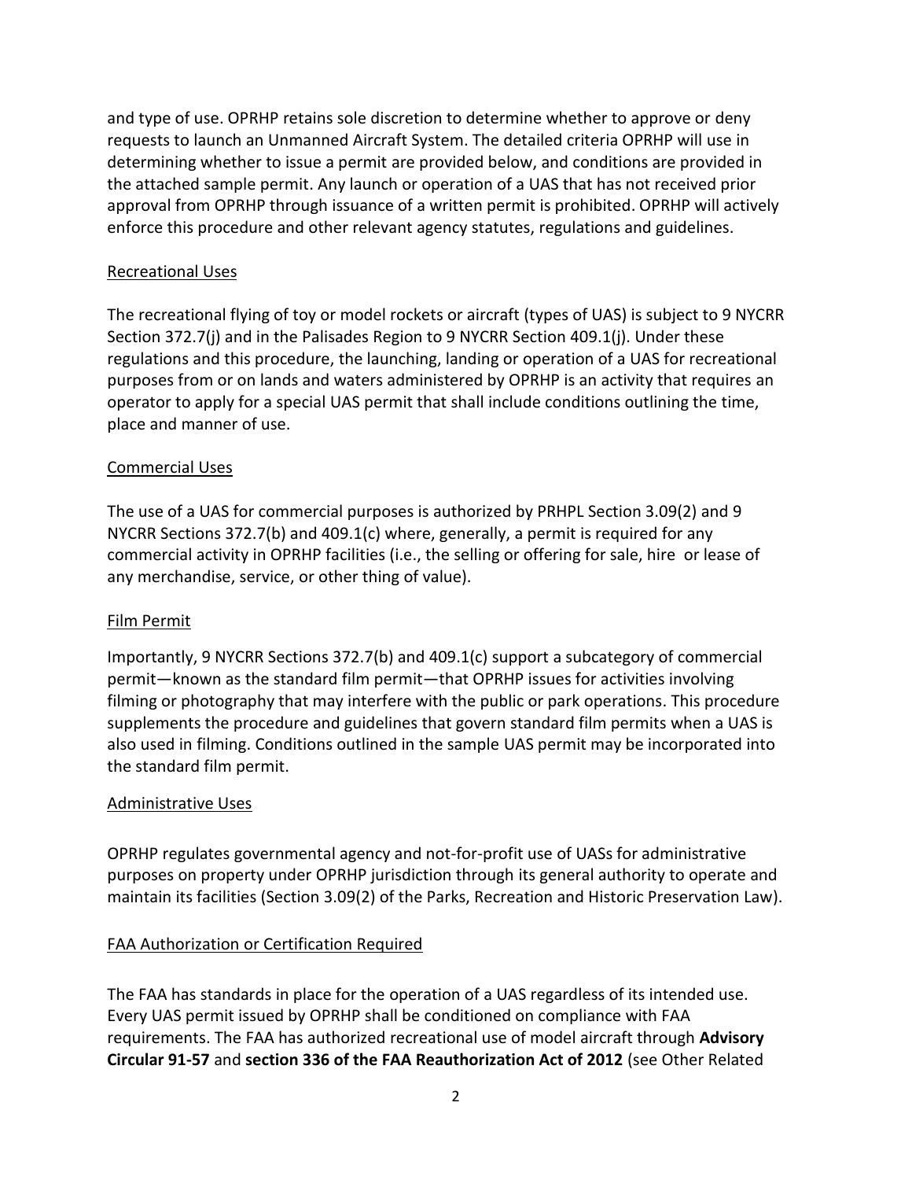and type of use. OPRHP retains sole discretion to determine whether to approve or deny requests to launch an Unmanned Aircraft System. The detailed criteria OPRHP will use in determining whether to issue a permit are provided below, and conditions are provided in the attached sample permit. Any launch or operation of a UAS that has not received prior approval from OPRHP through issuance of a written permit is prohibited. OPRHP will actively enforce this procedure and other relevant agency statutes, regulations and guidelines.

<u>Recreational Uses</u>

The recreational flying of toy or model rockets or aircraft (types of UAS) is subject to 9 NYCRR Section 372.7(j) and in the Palisades Region to 9 NYCRR Section 409.1(j). Under these regulations and this procedure, the launching, landing or operation of a UAS for recreational purposes from or on lands and waters administered by OPRHP is an activity that requires an operator to apply for a special UAS permit that shall include conditions outlining the time, place and manner of use.

<u>Commercial Uses</u>

The use of a UAS for commercial purposes is authorized by PRHPL Section 3.09(2) and 9 NYCRR Sections 372.7(b) and 409.1(c) where, generally, a permit is required for any commercial activity in OPRHP facilities (i.e., the selling or offering for sale, hire or lease of any merchandise, service, or other thing of value).

<u>Film Permit</u>

Importantly, 9 NYCRR Sections 372.7(b) and 409.1(c) support a subcategory of commercial permit—known as the standard film permit—that OPRHP issues for activities involving filming or photography that may interfere with the public or park operations. This procedure supplements the procedure and guidelines that govern standard film permits when a UAS is also used in filming. Conditions outlined in the sample UAS permit may be incorporated into the standard film permit.

<u>Administrative Uses</u>

OPRHP regulates governmental agency and not-for-profit use of UASs for administrative purposes on property under OPRHP jurisdiction through its general authority to operate and maintain its facilities (Section 3.09(2) of the Parks, Recreation and Historic Preservation Law).

<u>FAA Authorization or Certification Required</u>

The FAA has standards in place for the operation of a UAS regardless of its intended use. Every UAS permit issued by OPRHP shall be conditioned on compliance with FAA requirements. The FAA has authorized recreational use of model aircraft through **Advisory Circular 91-57** and **section 336 of the FAA Reauthorization Act of 2012** (see Other Related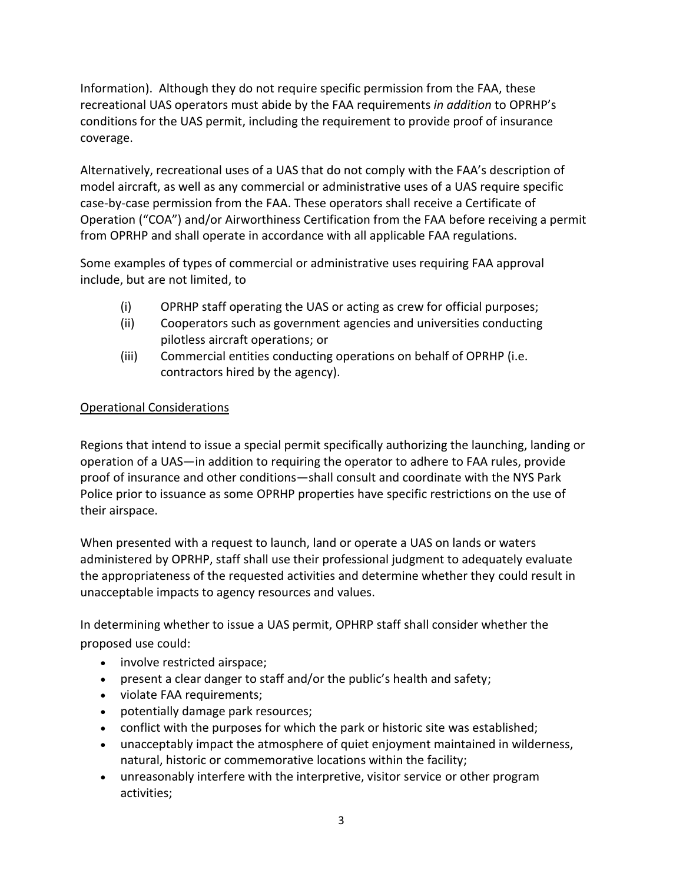Information). Although they do not require specific permission from the FAA, these recreational UAS operators must abide by the FAA requirements *in addition* to OPRHP's conditions for the UAS permit, including the requirement to provide proof of insurance coverage.

Alternatively, recreational uses of a UAS that do not comply with the FAA's description of model aircraft, as well as any commercial or administrative uses of a UAS require specific case-by-case permission from the FAA. These operators shall receive a Certificate of Operation ("COA") and/or Airworthiness Certification from the FAA before receiving a permit from OPRHP and shall operate in accordance with all applicable FAA regulations.

Some examples of types of commercial or administrative uses requiring FAA approval include, but are not limited, to

(i) OPRHP staff operating the UAS or acting as crew for official purposes;
(ii) Cooperators such as government agencies and universities conducting pilotless aircraft operations; or
(iii) Commercial entities conducting operations on behalf of OPRHP (i.e. contractors hired by the agency).

<u>Operational Considerations</u>

Regions that intend to issue a special permit specifically authorizing the launching, landing or operation of a UAS—in addition to requiring the operator to adhere to FAA rules, provide proof of insurance and other conditions—shall consult and coordinate with the NYS Park Police prior to issuance as some OPRHP properties have specific restrictions on the use of their airspace.

When presented with a request to launch, land or operate a UAS on lands or waters administered by OPRHP, staff shall use their professional judgment to adequately evaluate the appropriateness of the requested activities and determine whether they could result in unacceptable impacts to agency resources and values.

In determining whether to issue a UAS permit, OPHRP staff shall consider whether the proposed use could:

- involve restricted airspace;
- present a clear danger to staff and/or the public's health and safety;
- violate FAA requirements;
- potentially damage park resources;
- conflict with the purposes for which the park or historic site was established;
- unacceptably impact the atmosphere of quiet enjoyment maintained in wilderness, natural, historic or commemorative locations within the facility;
- unreasonably interfere with the interpretive, visitor service or other program activities;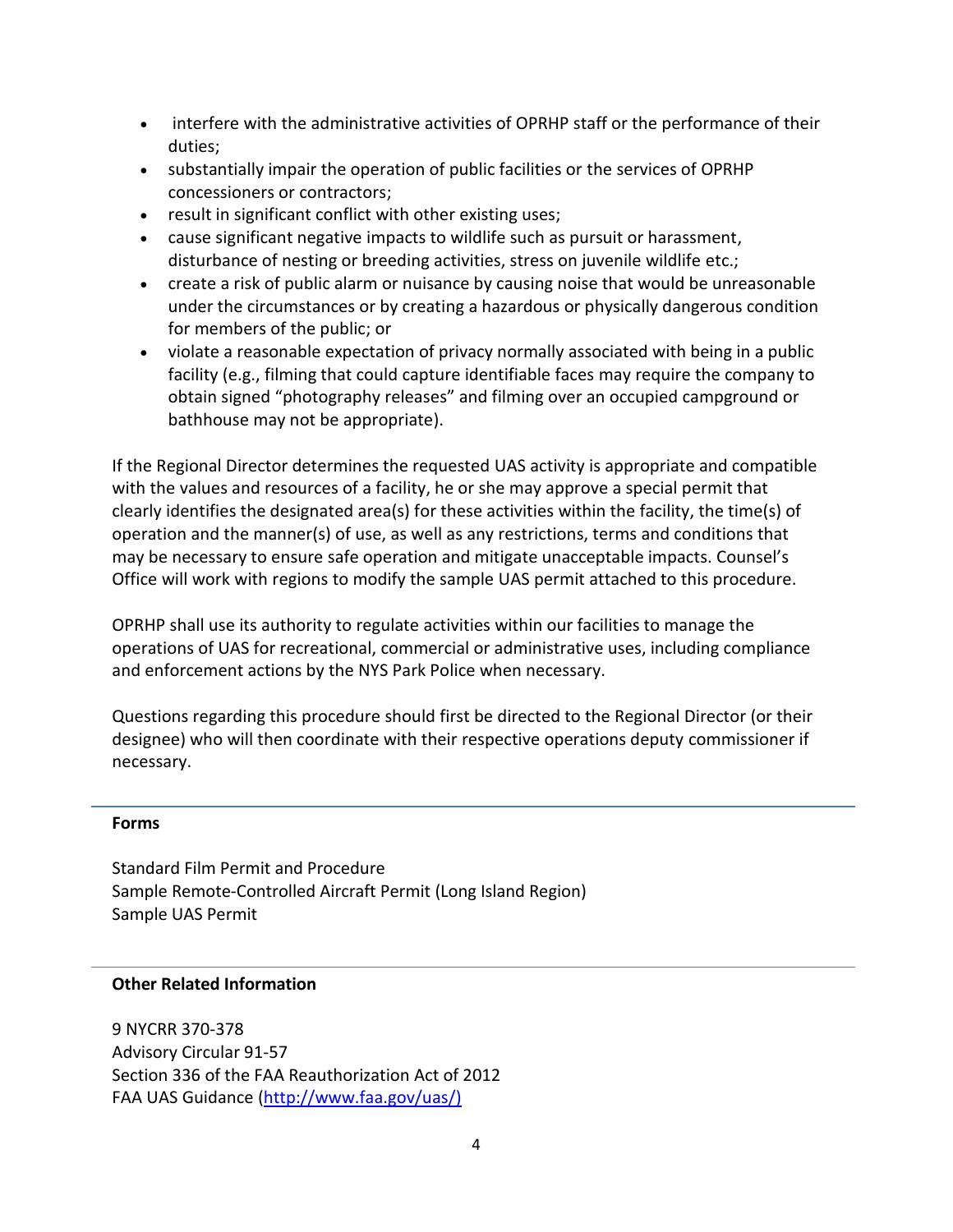- interfere with the administrative activities of OPRHP staff or the performance of their duties;
- substantially impair the operation of public facilities or the services of OPRHP concessioners or contractors;
- result in significant conflict with other existing uses;
- cause significant negative impacts to wildlife such as pursuit or harassment, disturbance of nesting or breeding activities, stress on juvenile wildlife etc.;
- create a risk of public alarm or nuisance by causing noise that would be unreasonable under the circumstances or by creating a hazardous or physically dangerous condition for members of the public; or
- violate a reasonable expectation of privacy normally associated with being in a public facility (e.g., filming that could capture identifiable faces may require the company to obtain signed "photography releases" and filming over an occupied campground or bathhouse may not be appropriate).

If the Regional Director determines the requested UAS activity is appropriate and compatible with the values and resources of a facility, he or she may approve a special permit that clearly identifies the designated area(s) for these activities within the facility, the time(s) of operation and the manner(s) of use, as well as any restrictions, terms and conditions that may be necessary to ensure safe operation and mitigate unacceptable impacts. Counsel's Office will work with regions to modify the sample UAS permit attached to this procedure.

OPRHP shall use its authority to regulate activities within our facilities to manage the operations of UAS for recreational, commercial or administrative uses, including compliance and enforcement actions by the NYS Park Police when necessary.

Questions regarding this procedure should first be directed to the Regional Director (or their designee) who will then coordinate with their respective operations deputy commissioner if necessary.

---

**Forms**

Standard Film Permit and Procedure
Sample Remote-Controlled Aircraft Permit (Long Island Region)
Sample UAS Permit

---

**Other Related Information**

9 NYCRR 370-378
Advisory Circular 91-57
Section 336 of the FAA Reauthorization Act of 2012
FAA UAS Guidance (http://www.faa.gov/uas/)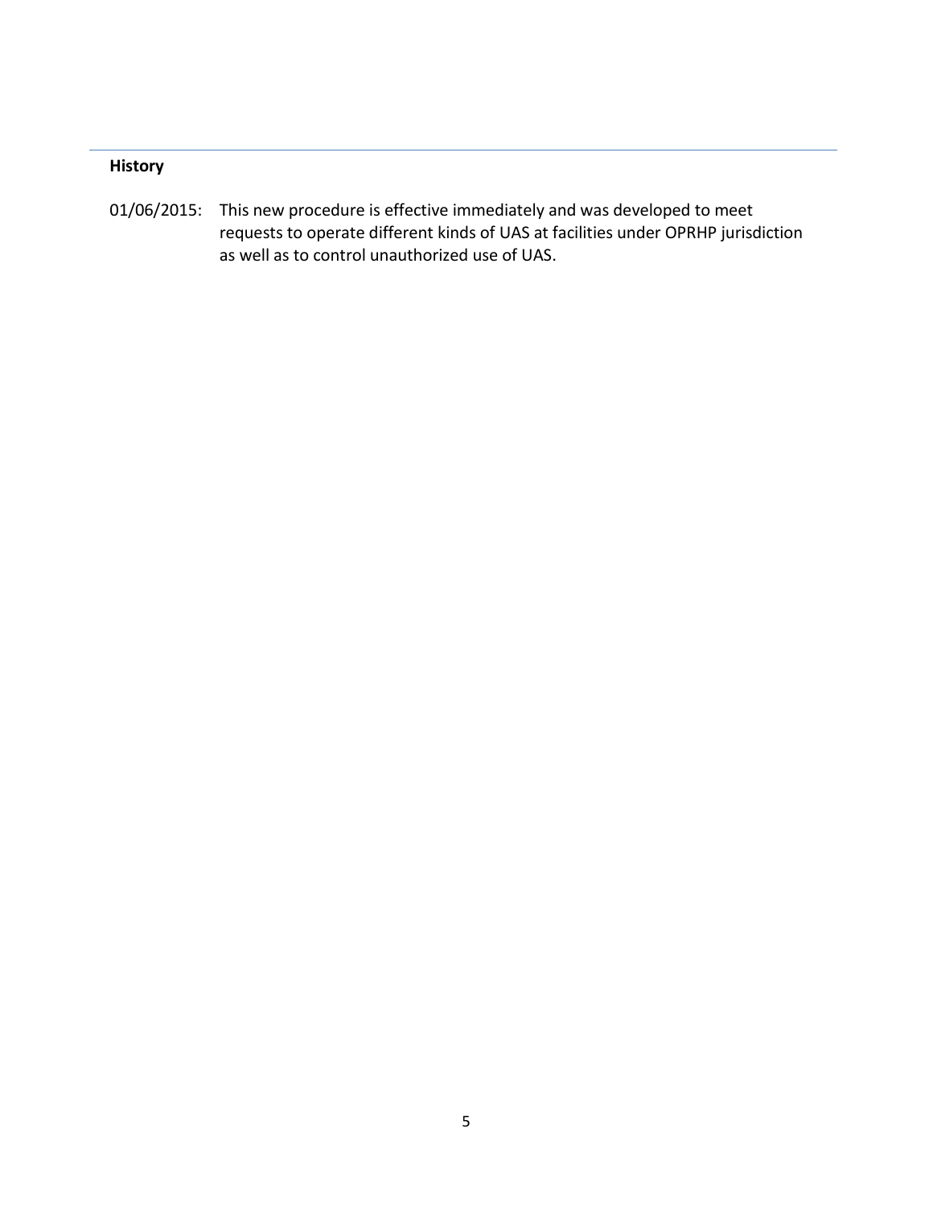## History

01/06/2015: This new procedure is effective immediately and was developed to meet requests to operate different kinds of UAS at facilities under OPRHP jurisdiction as well as to control unauthorized use of UAS.